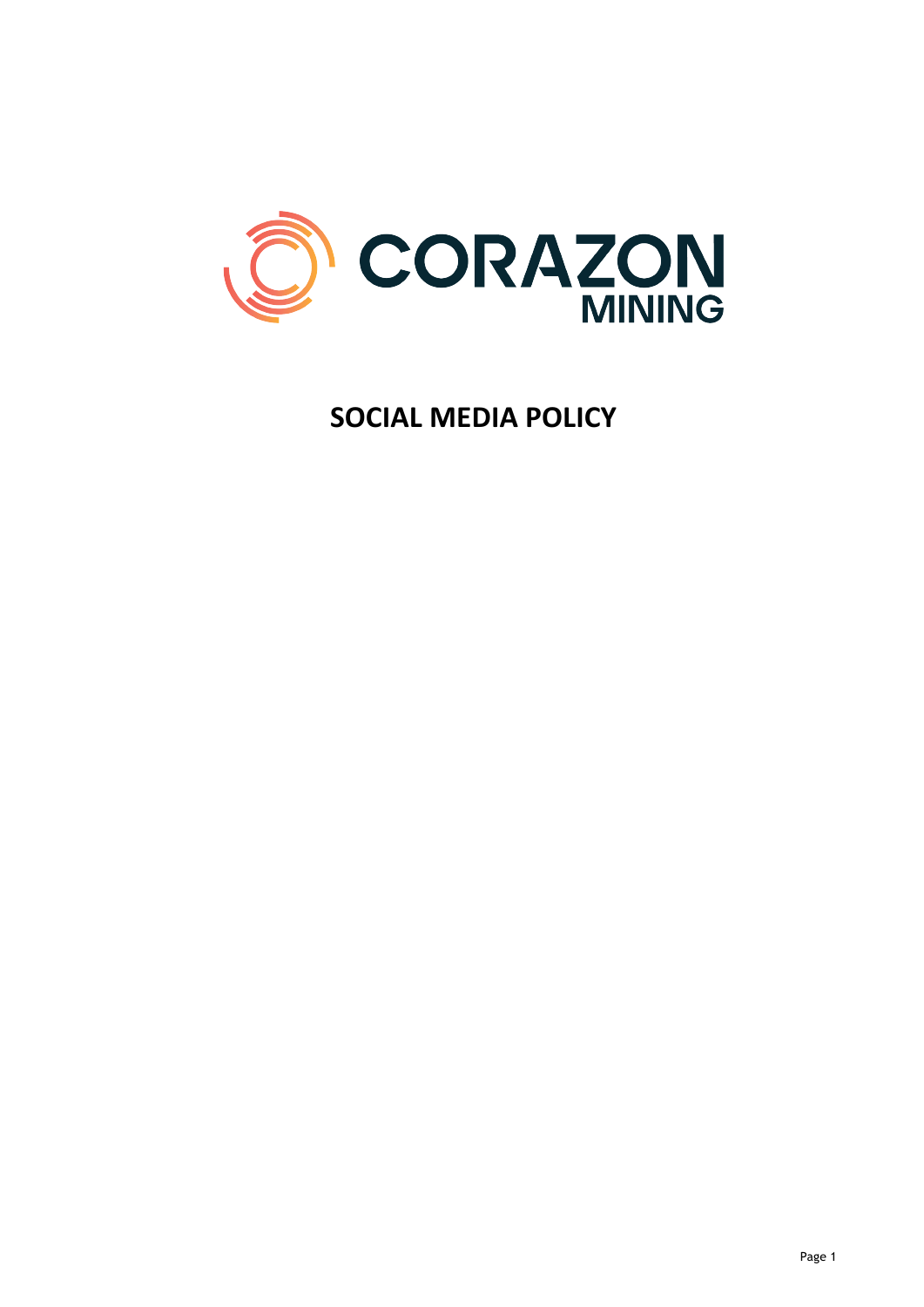CORAZON MINING

# SOCIAL MEDIA POLICY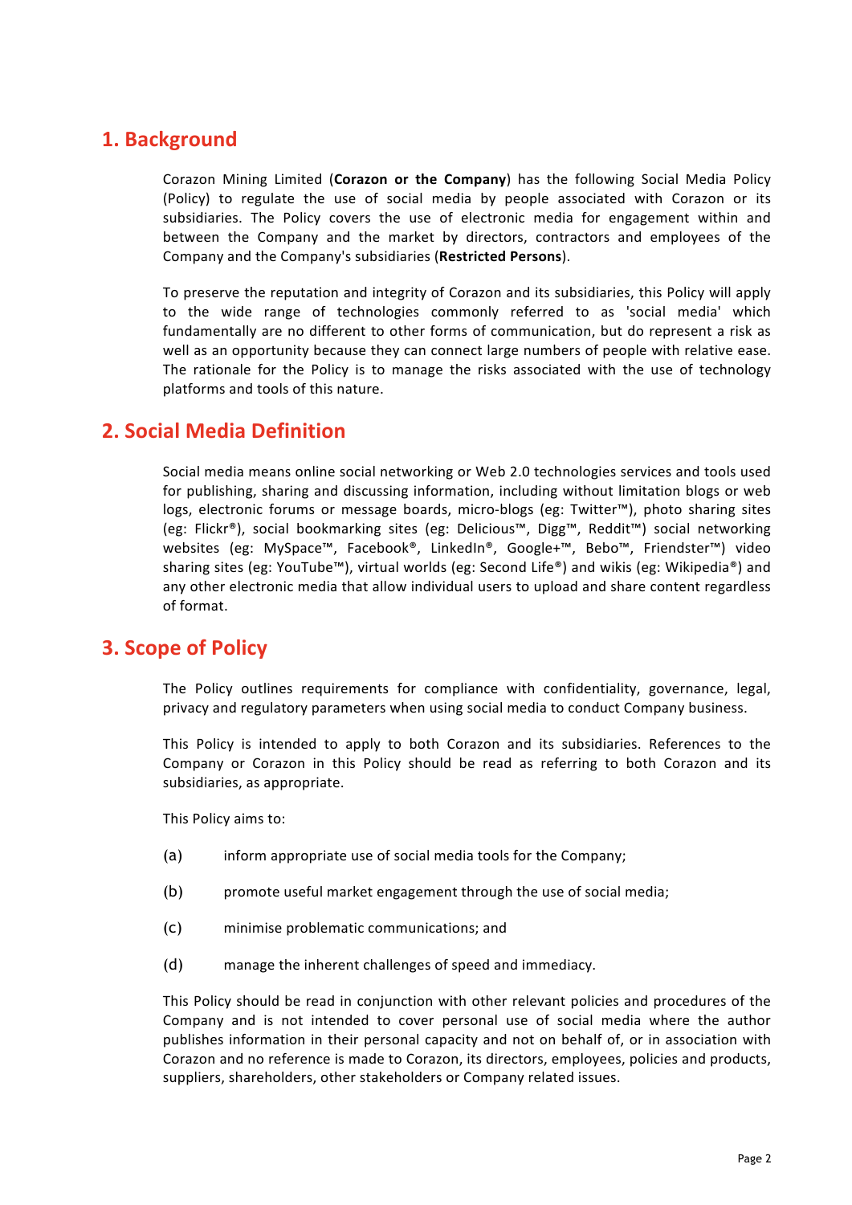## 1. Background

Corazon Mining Limited (**Corazon or the Company**) has the following Social Media Policy (Policy) to regulate the use of social media by people associated with Corazon or its subsidiaries. The Policy covers the use of electronic media for engagement within and between the Company and the market by directors, contractors and employees of the Company and the Company's subsidiaries (**Restricted Persons**).

To preserve the reputation and integrity of Corazon and its subsidiaries, this Policy will apply to the wide range of technologies commonly referred to as 'social media' which fundamentally are no different to other forms of communication, but do represent a risk as well as an opportunity because they can connect large numbers of people with relative ease. The rationale for the Policy is to manage the risks associated with the use of technology platforms and tools of this nature.

## 2. Social Media Definition

Social media means online social networking or Web 2.0 technologies services and tools used for publishing, sharing and discussing information, including without limitation blogs or web logs, electronic forums or message boards, micro-blogs (eg: Twitter™), photo sharing sites (eg: Flickr®), social bookmarking sites (eg: Delicious™, Digg™, Reddit™) social networking websites (eg: MySpace™, Facebook®, LinkedIn®, Google+™, Bebo™, Friendster™) video sharing sites (eg: YouTube™), virtual worlds (eg: Second Life®) and wikis (eg: Wikipedia®) and any other electronic media that allow individual users to upload and share content regardless of format.

## 3. Scope of Policy

The Policy outlines requirements for compliance with confidentiality, governance, legal, privacy and regulatory parameters when using social media to conduct Company business.

This Policy is intended to apply to both Corazon and its subsidiaries. References to the Company or Corazon in this Policy should be read as referring to both Corazon and its subsidiaries, as appropriate.

This Policy aims to:

(a) inform appropriate use of social media tools for the Company;

(b) promote useful market engagement through the use of social media;

(c) minimise problematic communications; and

(d) manage the inherent challenges of speed and immediacy.

This Policy should be read in conjunction with other relevant policies and procedures of the Company and is not intended to cover personal use of social media where the author publishes information in their personal capacity and not on behalf of, or in association with Corazon and no reference is made to Corazon, its directors, employees, policies and products, suppliers, shareholders, other stakeholders or Company related issues.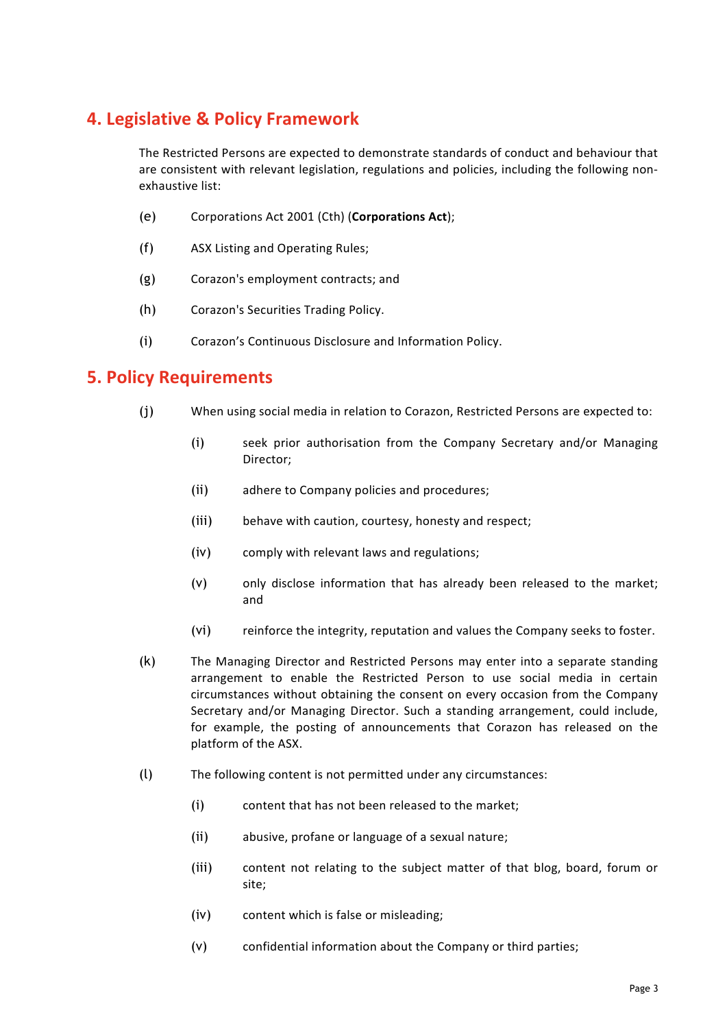## 4. Legislative & Policy Framework

The Restricted Persons are expected to demonstrate standards of conduct and behaviour that are consistent with relevant legislation, regulations and policies, including the following non-exhaustive list:

(e) Corporations Act 2001 (Cth) (**Corporations Act**);

(f) ASX Listing and Operating Rules;

(g) Corazon's employment contracts; and

(h) Corazon's Securities Trading Policy.

(i) Corazon's Continuous Disclosure and Information Policy.

## 5. Policy Requirements

(j) When using social media in relation to Corazon, Restricted Persons are expected to:

   (i) seek prior authorisation from the Company Secretary and/or Managing Director;

   (ii) adhere to Company policies and procedures;

   (iii) behave with caution, courtesy, honesty and respect;

   (iv) comply with relevant laws and regulations;

   (v) only disclose information that has already been released to the market; and

   (vi) reinforce the integrity, reputation and values the Company seeks to foster.

(k) The Managing Director and Restricted Persons may enter into a separate standing arrangement to enable the Restricted Person to use social media in certain circumstances without obtaining the consent on every occasion from the Company Secretary and/or Managing Director. Such a standing arrangement, could include, for example, the posting of announcements that Corazon has released on the platform of the ASX.

(l) The following content is not permitted under any circumstances:

   (i) content that has not been released to the market;

   (ii) abusive, profane or language of a sexual nature;

   (iii) content not relating to the subject matter of that blog, board, forum or site;

   (iv) content which is false or misleading;

   (v) confidential information about the Company or third parties;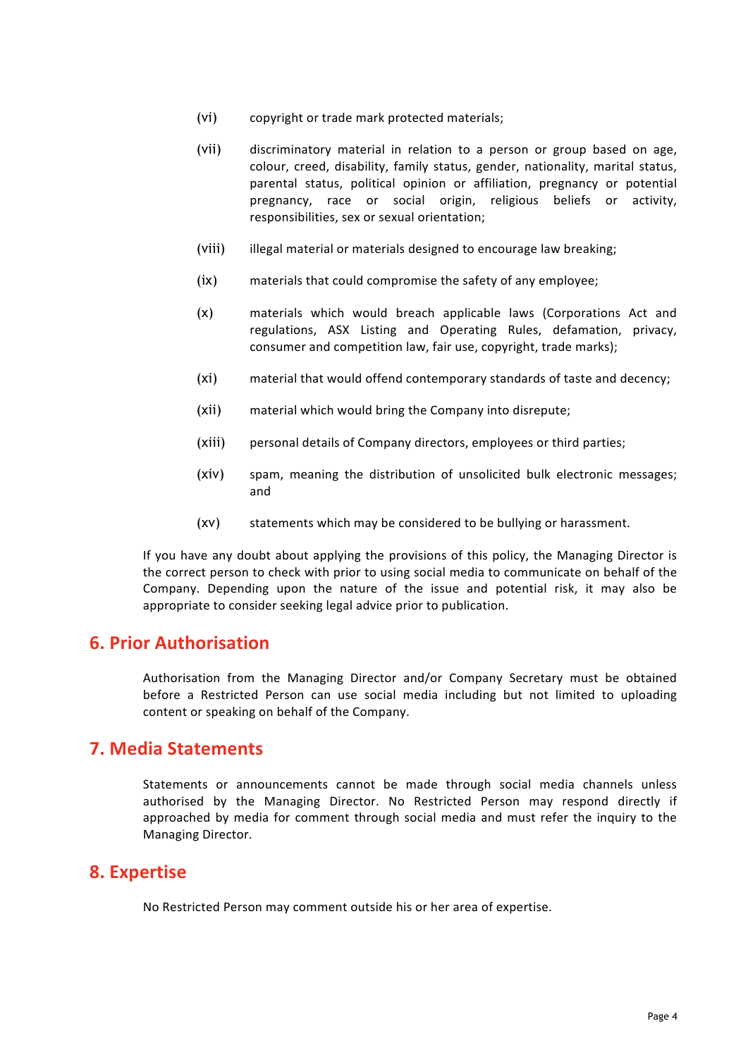(vi) copyright or trade mark protected materials;

(vii) discriminatory material in relation to a person or group based on age, colour, creed, disability, family status, gender, nationality, marital status, parental status, political opinion or affiliation, pregnancy or potential pregnancy, race or social origin, religious beliefs or activity, responsibilities, sex or sexual orientation;

(viii) illegal material or materials designed to encourage law breaking;

(ix) materials that could compromise the safety of any employee;

(x) materials which would breach applicable laws (Corporations Act and regulations, ASX Listing and Operating Rules, defamation, privacy, consumer and competition law, fair use, copyright, trade marks);

(xi) material that would offend contemporary standards of taste and decency;

(xii) material which would bring the Company into disrepute;

(xiii) personal details of Company directors, employees or third parties;

(xiv) spam, meaning the distribution of unsolicited bulk electronic messages; and

(xv) statements which may be considered to be bullying or harassment.

If you have any doubt about applying the provisions of this policy, the Managing Director is the correct person to check with prior to using social media to communicate on behalf of the Company. Depending upon the nature of the issue and potential risk, it may also be appropriate to consider seeking legal advice prior to publication.

## 6. Prior Authorisation

Authorisation from the Managing Director and/or Company Secretary must be obtained before a Restricted Person can use social media including but not limited to uploading content or speaking on behalf of the Company.

## 7. Media Statements

Statements or announcements cannot be made through social media channels unless authorised by the Managing Director. No Restricted Person may respond directly if approached by media for comment through social media and must refer the inquiry to the Managing Director.

## 8. Expertise

No Restricted Person may comment outside his or her area of expertise.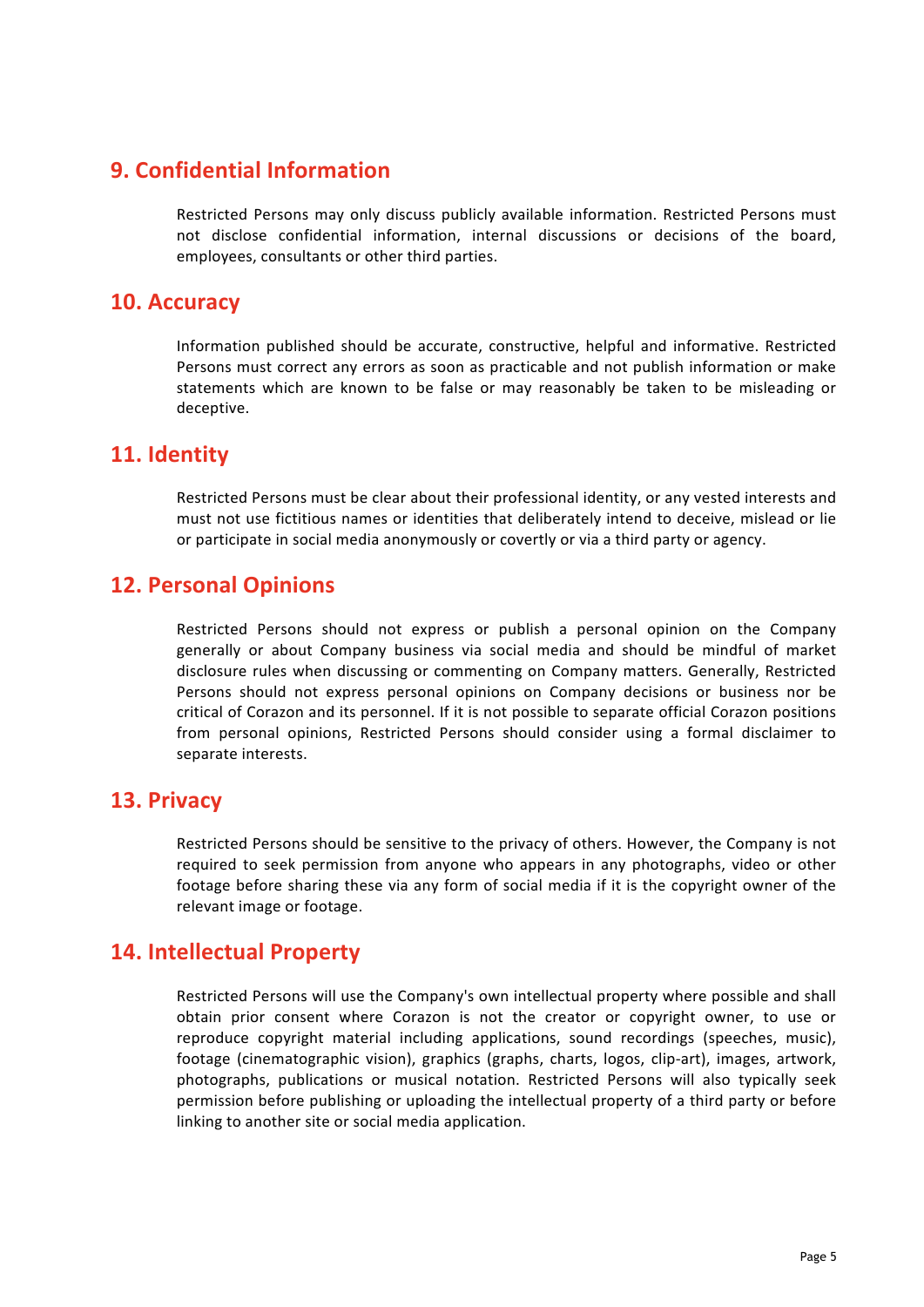## 9. Confidential Information

Restricted Persons may only discuss publicly available information. Restricted Persons must not disclose confidential information, internal discussions or decisions of the board, employees, consultants or other third parties.

## 10. Accuracy

Information published should be accurate, constructive, helpful and informative. Restricted Persons must correct any errors as soon as practicable and not publish information or make statements which are known to be false or may reasonably be taken to be misleading or deceptive.

## 11. Identity

Restricted Persons must be clear about their professional identity, or any vested interests and must not use fictitious names or identities that deliberately intend to deceive, mislead or lie or participate in social media anonymously or covertly or via a third party or agency.

## 12. Personal Opinions

Restricted Persons should not express or publish a personal opinion on the Company generally or about Company business via social media and should be mindful of market disclosure rules when discussing or commenting on Company matters. Generally, Restricted Persons should not express personal opinions on Company decisions or business nor be critical of Corazon and its personnel. If it is not possible to separate official Corazon positions from personal opinions, Restricted Persons should consider using a formal disclaimer to separate interests.

## 13. Privacy

Restricted Persons should be sensitive to the privacy of others. However, the Company is not required to seek permission from anyone who appears in any photographs, video or other footage before sharing these via any form of social media if it is the copyright owner of the relevant image or footage.

## 14. Intellectual Property

Restricted Persons will use the Company's own intellectual property where possible and shall obtain prior consent where Corazon is not the creator or copyright owner, to use or reproduce copyright material including applications, sound recordings (speeches, music), footage (cinematographic vision), graphics (graphs, charts, logos, clip-art), images, artwork, photographs, publications or musical notation. Restricted Persons will also typically seek permission before publishing or uploading the intellectual property of a third party or before linking to another site or social media application.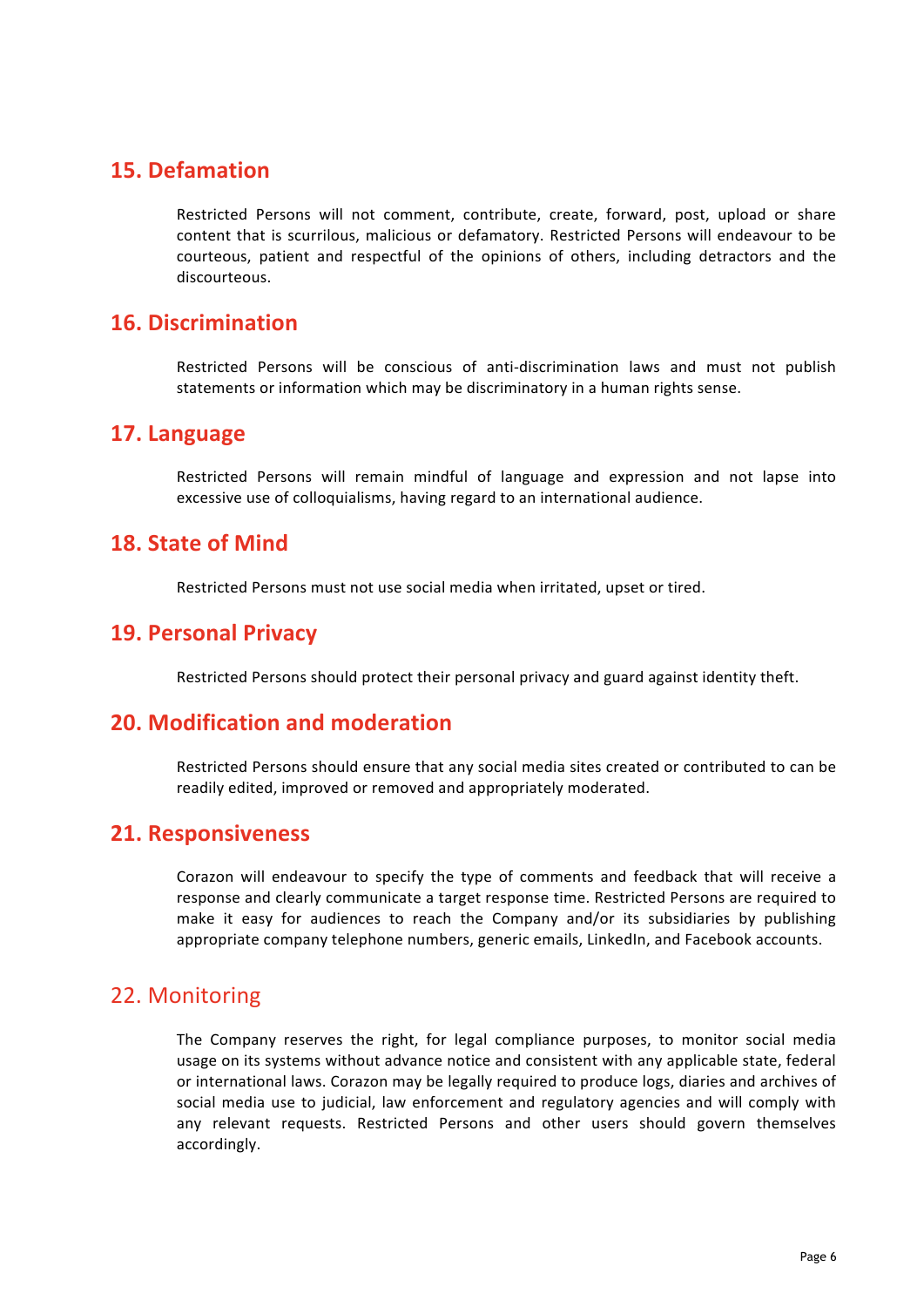## 15. Defamation

Restricted Persons will not comment, contribute, create, forward, post, upload or share content that is scurrilous, malicious or defamatory. Restricted Persons will endeavour to be courteous, patient and respectful of the opinions of others, including detractors and the discourteous.

## 16. Discrimination

Restricted Persons will be conscious of anti-discrimination laws and must not publish statements or information which may be discriminatory in a human rights sense.

## 17. Language

Restricted Persons will remain mindful of language and expression and not lapse into excessive use of colloquialisms, having regard to an international audience.

## 18. State of Mind

Restricted Persons must not use social media when irritated, upset or tired.

## 19. Personal Privacy

Restricted Persons should protect their personal privacy and guard against identity theft.

## 20. Modification and moderation

Restricted Persons should ensure that any social media sites created or contributed to can be readily edited, improved or removed and appropriately moderated.

## 21. Responsiveness

Corazon will endeavour to specify the type of comments and feedback that will receive a response and clearly communicate a target response time. Restricted Persons are required to make it easy for audiences to reach the Company and/or its subsidiaries by publishing appropriate company telephone numbers, generic emails, LinkedIn, and Facebook accounts.

## 22. Monitoring

The Company reserves the right, for legal compliance purposes, to monitor social media usage on its systems without advance notice and consistent with any applicable state, federal or international laws. Corazon may be legally required to produce logs, diaries and archives of social media use to judicial, law enforcement and regulatory agencies and will comply with any relevant requests. Restricted Persons and other users should govern themselves accordingly.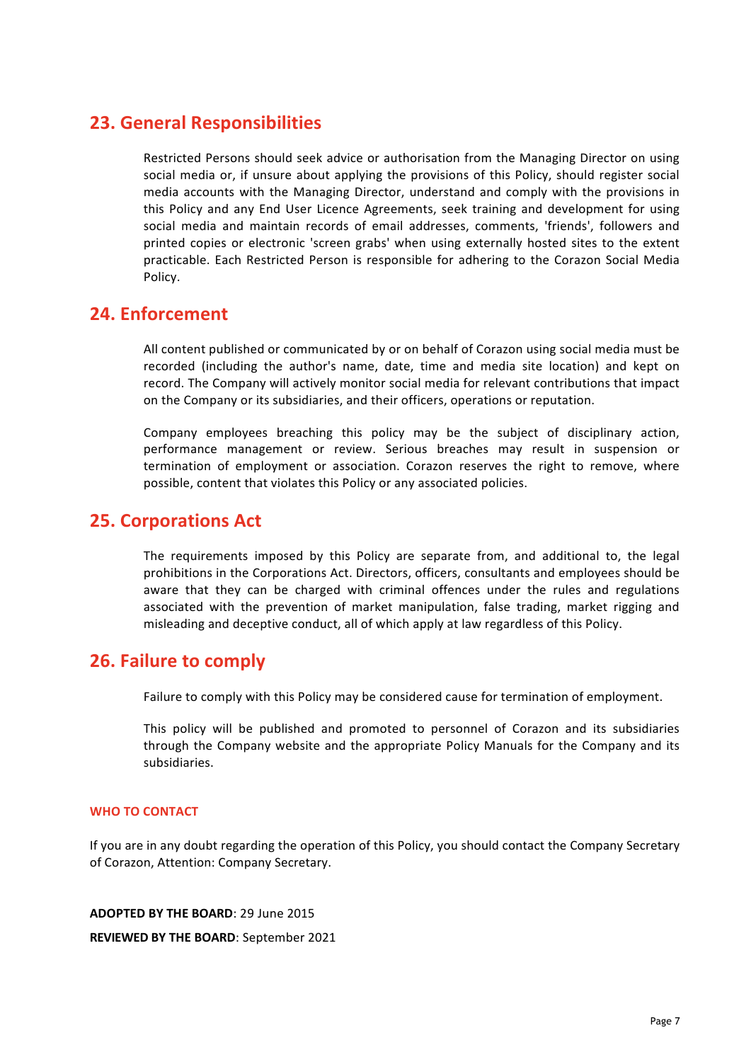## 23. General Responsibilities

Restricted Persons should seek advice or authorisation from the Managing Director on using social media or, if unsure about applying the provisions of this Policy, should register social media accounts with the Managing Director, understand and comply with the provisions in this Policy and any End User Licence Agreements, seek training and development for using social media and maintain records of email addresses, comments, 'friends', followers and printed copies or electronic 'screen grabs' when using externally hosted sites to the extent practicable. Each Restricted Person is responsible for adhering to the Corazon Social Media Policy.

## 24. Enforcement

All content published or communicated by or on behalf of Corazon using social media must be recorded (including the author's name, date, time and media site location) and kept on record. The Company will actively monitor social media for relevant contributions that impact on the Company or its subsidiaries, and their officers, operations or reputation.

Company employees breaching this policy may be the subject of disciplinary action, performance management or review. Serious breaches may result in suspension or termination of employment or association. Corazon reserves the right to remove, where possible, content that violates this Policy or any associated policies.

## 25. Corporations Act

The requirements imposed by this Policy are separate from, and additional to, the legal prohibitions in the Corporations Act. Directors, officers, consultants and employees should be aware that they can be charged with criminal offences under the rules and regulations associated with the prevention of market manipulation, false trading, market rigging and misleading and deceptive conduct, all of which apply at law regardless of this Policy.

## 26. Failure to comply

Failure to comply with this Policy may be considered cause for termination of employment.

This policy will be published and promoted to personnel of Corazon and its subsidiaries through the Company website and the appropriate Policy Manuals for the Company and its subsidiaries.

#### WHO TO CONTACT

If you are in any doubt regarding the operation of this Policy, you should contact the Company Secretary of Corazon, Attention: Company Secretary.

**ADOPTED BY THE BOARD**: 29 June 2015

**REVIEWED BY THE BOARD**: September 2021